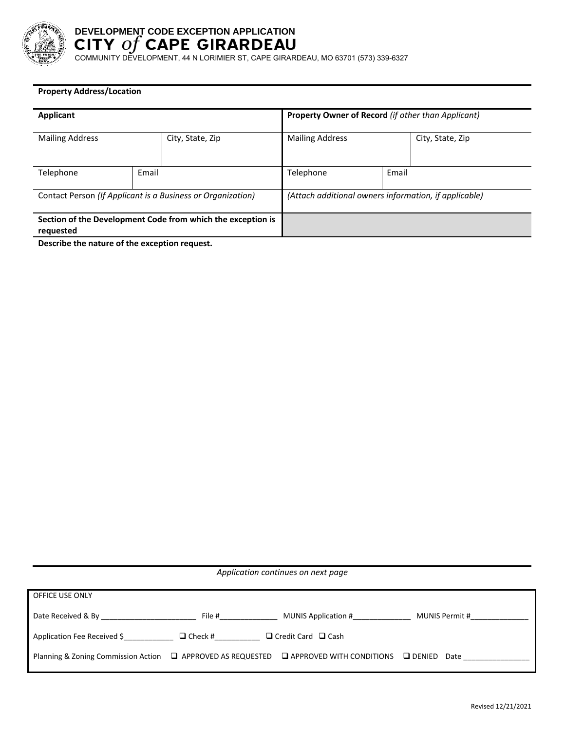# DEVELOPMENT CODE EXCEPTION APPLICATION

## CITY *of* CAPE GIRARDEAU

COMMUNITY DEVELOPMENT, 44 N LORIMIER ST, CAPE GIRARDEAU, MO 63701 (573) 339-6327

**Property Address/Location**

| **Applicant** | | | **Property Owner of Record** *(if other than Applicant)* | | |
|---|---|---|---|---|---|
| Mailing Address | | City, State, Zip | Mailing Address | | City, State, Zip |
| Telephone | Email | | Telephone | Email | |
| Contact Person *(If Applicant is a Business or Organization)* | | | *(Attach additional owners information, if applicable)* | | |
| **Section of the Development Code from which the exception is requested** | | | | | |

**Describe the nature of the exception request.**

*Application continues on next page*

OFFICE USE ONLY

Date Received & By ______________________ File #_____________ MUNIS Application #_____________ MUNIS Permit #_____________

Application Fee Received $___________ ❑ Check #__________ ❑ Credit Card ❑ Cash

Planning & Zoning Commission Action ❑ APPROVED AS REQUESTED ❑ APPROVED WITH CONDITIONS ❑ DENIED Date _______________

Revised 12/21/2021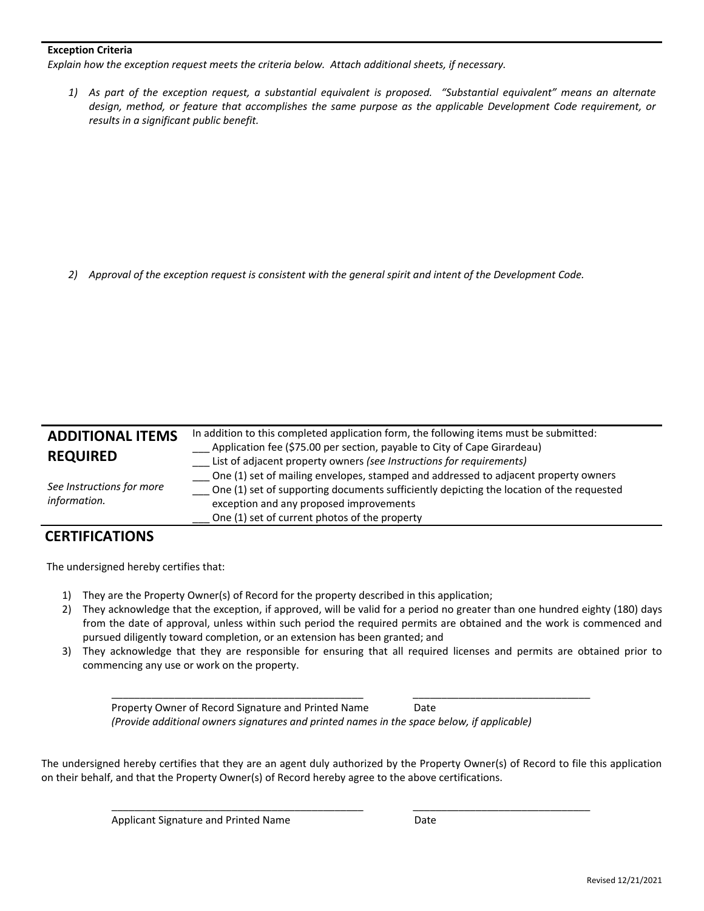**Exception Criteria**

*Explain how the exception request meets the criteria below. Attach additional sheets, if necessary.*

1) *As part of the exception request, a substantial equivalent is proposed. "Substantial equivalent" means an alternate design, method, or feature that accomplishes the same purpose as the applicable Development Code requirement, or results in a significant public benefit.*

2) *Approval of the exception request is consistent with the general spirit and intent of the Development Code.*

## ADDITIONAL ITEMS REQUIRED

*See Instructions for more information.*

In addition to this completed application form, the following items must be submitted:

___ Application fee ($75.00 per section, payable to City of Cape Girardeau)
___ List of adjacent property owners *(see Instructions for requirements)*
___ One (1) set of mailing envelopes, stamped and addressed to adjacent property owners
___ One (1) set of supporting documents sufficiently depicting the location of the requested exception and any proposed improvements
___ One (1) set of current photos of the property

## CERTIFICATIONS

The undersigned hereby certifies that:

1) They are the Property Owner(s) of Record for the property described in this application;
2) They acknowledge that the exception, if approved, will be valid for a period no greater than one hundred eighty (180) days from the date of approval, unless within such period the required permits are obtained and the work is commenced and pursued diligently toward completion, or an extension has been granted; and
3) They acknowledge that they are responsible for ensuring that all required licenses and permits are obtained prior to commencing any use or work on the property.

_______________________________________________ ________________________________

Property Owner of Record Signature and Printed Name Date

*(Provide additional owners signatures and printed names in the space below, if applicable)*

The undersigned hereby certifies that they are an agent duly authorized by the Property Owner(s) of Record to file this application on their behalf, and that the Property Owner(s) of Record hereby agree to the above certifications.

_______________________________________________ ________________________________

Applicant Signature and Printed Name Date

Revised 12/21/2021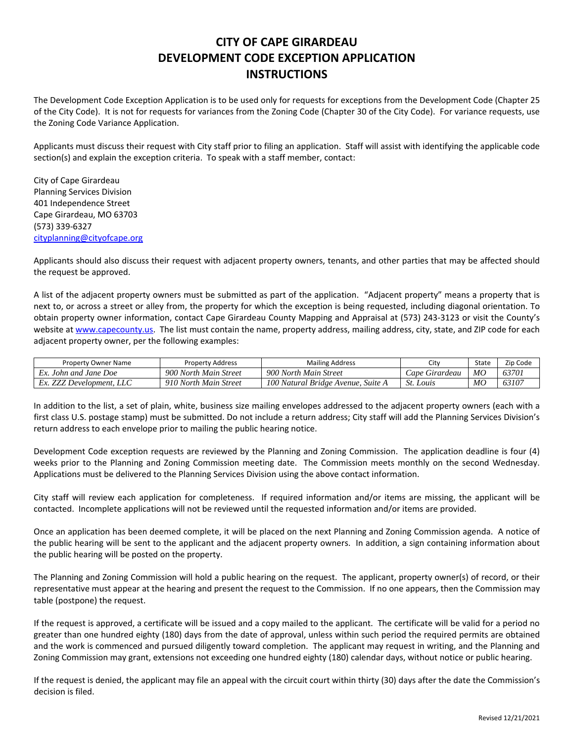# CITY OF CAPE GIRARDEAU
# DEVELOPMENT CODE EXCEPTION APPLICATION
# INSTRUCTIONS

The Development Code Exception Application is to be used only for requests for exceptions from the Development Code (Chapter 25 of the City Code). It is not for requests for variances from the Zoning Code (Chapter 30 of the City Code). For variance requests, use the Zoning Code Variance Application.

Applicants must discuss their request with City staff prior to filing an application. Staff will assist with identifying the applicable code section(s) and explain the exception criteria. To speak with a staff member, contact:

City of Cape Girardeau
Planning Services Division
401 Independence Street
Cape Girardeau, MO 63703
(573) 339-6327
cityplanning@cityofcape.org

Applicants should also discuss their request with adjacent property owners, tenants, and other parties that may be affected should the request be approved.

A list of the adjacent property owners must be submitted as part of the application. "Adjacent property" means a property that is next to, or across a street or alley from, the property for which the exception is being requested, including diagonal orientation. To obtain property owner information, contact Cape Girardeau County Mapping and Appraisal at (573) 243-3123 or visit the County's website at www.capecounty.us. The list must contain the name, property address, mailing address, city, state, and ZIP code for each adjacent property owner, per the following examples:

| Property Owner Name | Property Address | Mailing Address | City | State | Zip Code |
|---|---|---|---|---|---|
| *Ex. John and Jane Doe* | *900 North Main Street* | *900 North Main Street* | *Cape Girardeau* | *MO* | *63701* |
| *Ex. ZZZ Development, LLC* | *910 North Main Street* | *100 Natural Bridge Avenue, Suite A* | *St. Louis* | *MO* | *63107* |

In addition to the list, a set of plain, white, business size mailing envelopes addressed to the adjacent property owners (each with a first class U.S. postage stamp) must be submitted. Do not include a return address; City staff will add the Planning Services Division's return address to each envelope prior to mailing the public hearing notice.

Development Code exception requests are reviewed by the Planning and Zoning Commission. The application deadline is four (4) weeks prior to the Planning and Zoning Commission meeting date. The Commission meets monthly on the second Wednesday. Applications must be delivered to the Planning Services Division using the above contact information.

City staff will review each application for completeness. If required information and/or items are missing, the applicant will be contacted. Incomplete applications will not be reviewed until the requested information and/or items are provided.

Once an application has been deemed complete, it will be placed on the next Planning and Zoning Commission agenda. A notice of the public hearing will be sent to the applicant and the adjacent property owners. In addition, a sign containing information about the public hearing will be posted on the property.

The Planning and Zoning Commission will hold a public hearing on the request. The applicant, property owner(s) of record, or their representative must appear at the hearing and present the request to the Commission. If no one appears, then the Commission may table (postpone) the request.

If the request is approved, a certificate will be issued and a copy mailed to the applicant. The certificate will be valid for a period no greater than one hundred eighty (180) days from the date of approval, unless within such period the required permits are obtained and the work is commenced and pursued diligently toward completion. The applicant may request in writing, and the Planning and Zoning Commission may grant, extensions not exceeding one hundred eighty (180) calendar days, without notice or public hearing.

If the request is denied, the applicant may file an appeal with the circuit court within thirty (30) days after the date the Commission's decision is filed.

Revised 12/21/2021